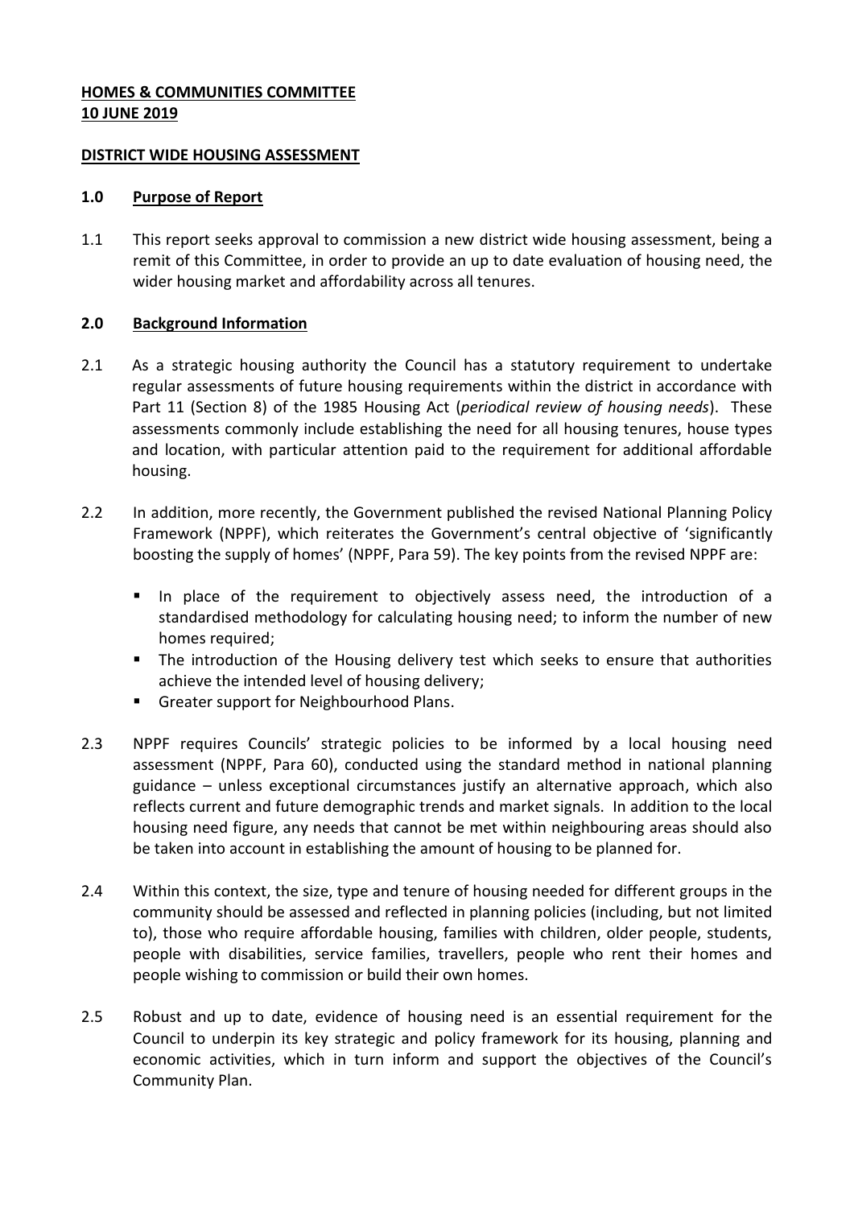**HOMES & COMMUNITIES COMMITTEE**
**10 JUNE 2019**

**DISTRICT WIDE HOUSING ASSESSMENT**

## 1.0 Purpose of Report

1.1 This report seeks approval to commission a new district wide housing assessment, being a remit of this Committee, in order to provide an up to date evaluation of housing need, the wider housing market and affordability across all tenures.

## 2.0 Background Information

2.1 As a strategic housing authority the Council has a statutory requirement to undertake regular assessments of future housing requirements within the district in accordance with Part 11 (Section 8) of the 1985 Housing Act (*periodical review of housing needs*). These assessments commonly include establishing the need for all housing tenures, house types and location, with particular attention paid to the requirement for additional affordable housing.

2.2 In addition, more recently, the Government published the revised National Planning Policy Framework (NPPF), which reiterates the Government's central objective of 'significantly boosting the supply of homes' (NPPF, Para 59). The key points from the revised NPPF are:

- In place of the requirement to objectively assess need, the introduction of a standardised methodology for calculating housing need; to inform the number of new homes required;
- The introduction of the Housing delivery test which seeks to ensure that authorities achieve the intended level of housing delivery;
- Greater support for Neighbourhood Plans.

2.3 NPPF requires Councils' strategic policies to be informed by a local housing need assessment (NPPF, Para 60), conducted using the standard method in national planning guidance – unless exceptional circumstances justify an alternative approach, which also reflects current and future demographic trends and market signals. In addition to the local housing need figure, any needs that cannot be met within neighbouring areas should also be taken into account in establishing the amount of housing to be planned for.

2.4 Within this context, the size, type and tenure of housing needed for different groups in the community should be assessed and reflected in planning policies (including, but not limited to), those who require affordable housing, families with children, older people, students, people with disabilities, service families, travellers, people who rent their homes and people wishing to commission or build their own homes.

2.5 Robust and up to date, evidence of housing need is an essential requirement for the Council to underpin its key strategic and policy framework for its housing, planning and economic activities, which in turn inform and support the objectives of the Council's Community Plan.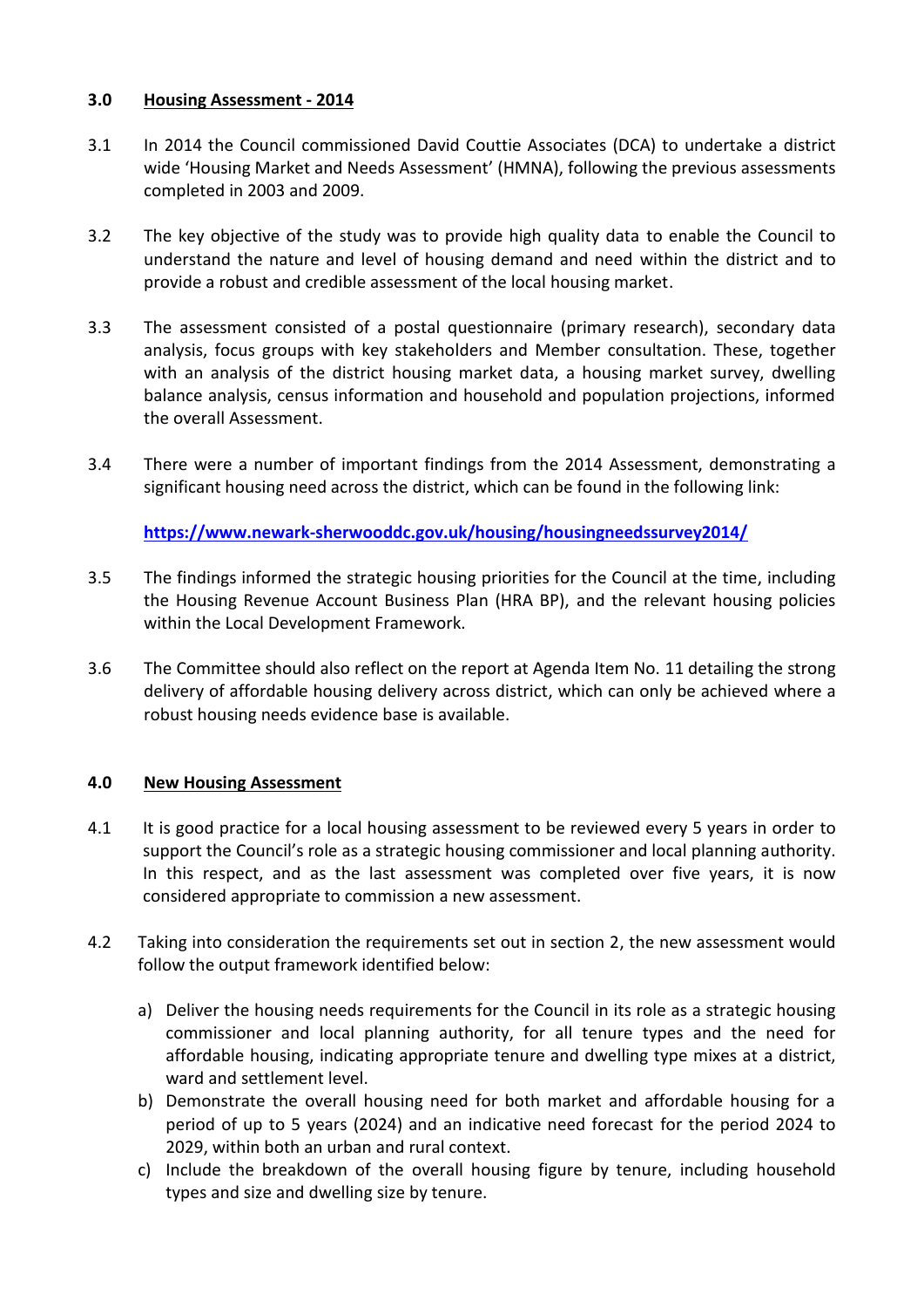## 3.0 Housing Assessment - 2014

3.1 In 2014 the Council commissioned David Couttie Associates (DCA) to undertake a district wide 'Housing Market and Needs Assessment' (HMNA), following the previous assessments completed in 2003 and 2009.

3.2 The key objective of the study was to provide high quality data to enable the Council to understand the nature and level of housing demand and need within the district and to provide a robust and credible assessment of the local housing market.

3.3 The assessment consisted of a postal questionnaire (primary research), secondary data analysis, focus groups with key stakeholders and Member consultation. These, together with an analysis of the district housing market data, a housing market survey, dwelling balance analysis, census information and household and population projections, informed the overall Assessment.

3.4 There were a number of important findings from the 2014 Assessment, demonstrating a significant housing need across the district, which can be found in the following link:

**https://www.newark-sherwooddc.gov.uk/housing/housingneedssurvey2014/**

3.5 The findings informed the strategic housing priorities for the Council at the time, including the Housing Revenue Account Business Plan (HRA BP), and the relevant housing policies within the Local Development Framework.

3.6 The Committee should also reflect on the report at Agenda Item No. 11 detailing the strong delivery of affordable housing delivery across district, which can only be achieved where a robust housing needs evidence base is available.

## 4.0 New Housing Assessment

4.1 It is good practice for a local housing assessment to be reviewed every 5 years in order to support the Council's role as a strategic housing commissioner and local planning authority. In this respect, and as the last assessment was completed over five years, it is now considered appropriate to commission a new assessment.

4.2 Taking into consideration the requirements set out in section 2, the new assessment would follow the output framework identified below:

a) Deliver the housing needs requirements for the Council in its role as a strategic housing commissioner and local planning authority, for all tenure types and the need for affordable housing, indicating appropriate tenure and dwelling type mixes at a district, ward and settlement level.
b) Demonstrate the overall housing need for both market and affordable housing for a period of up to 5 years (2024) and an indicative need forecast for the period 2024 to 2029, within both an urban and rural context.
c) Include the breakdown of the overall housing figure by tenure, including household types and size and dwelling size by tenure.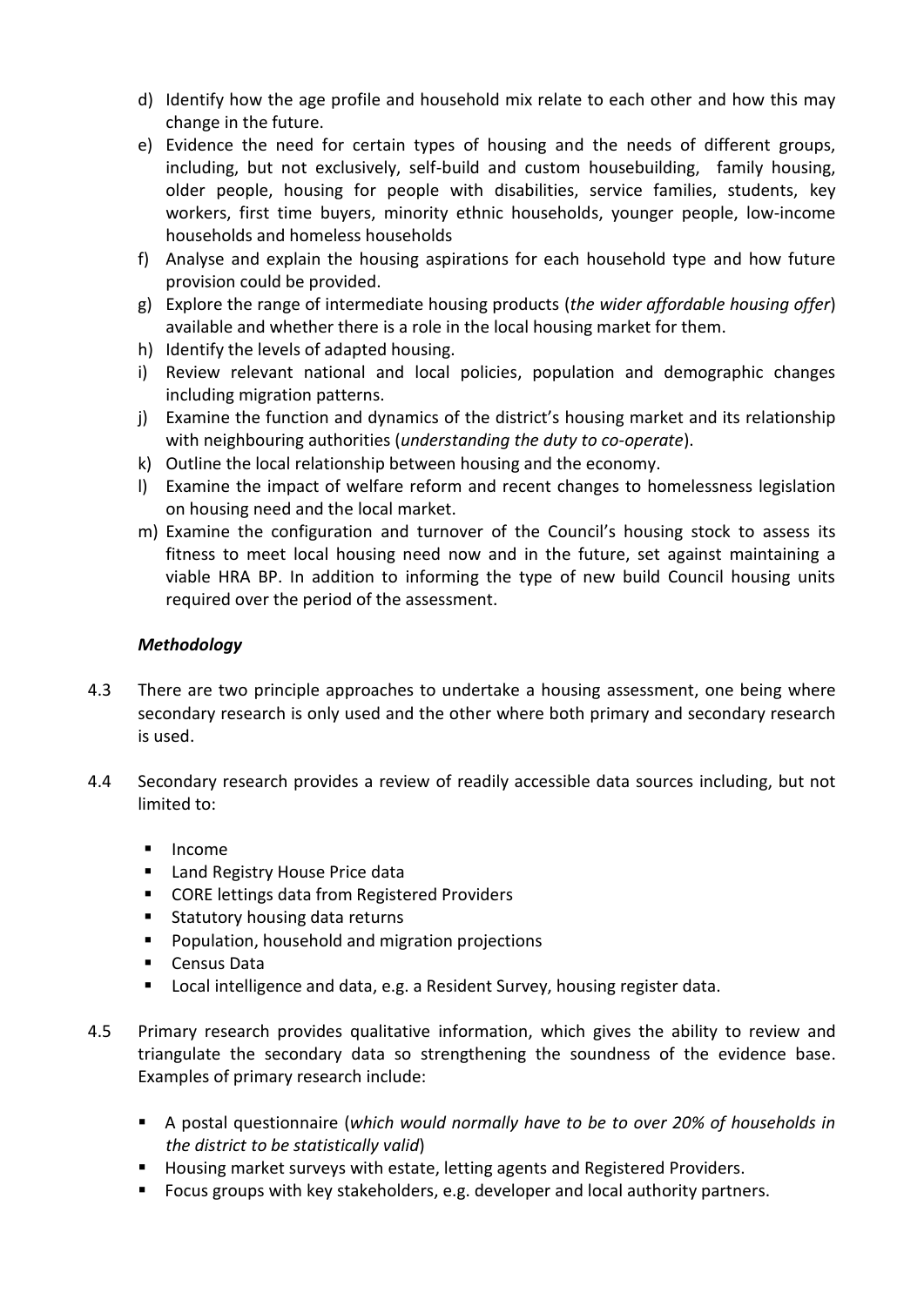d) Identify how the age profile and household mix relate to each other and how this may change in the future.
e) Evidence the need for certain types of housing and the needs of different groups, including, but not exclusively, self-build and custom housebuilding, family housing, older people, housing for people with disabilities, service families, students, key workers, first time buyers, minority ethnic households, younger people, low-income households and homeless households
f) Analyse and explain the housing aspirations for each household type and how future provision could be provided.
g) Explore the range of intermediate housing products (*the wider affordable housing offer*) available and whether there is a role in the local housing market for them.
h) Identify the levels of adapted housing.
i) Review relevant national and local policies, population and demographic changes including migration patterns.
j) Examine the function and dynamics of the district's housing market and its relationship with neighbouring authorities (*understanding the duty to co-operate*).
k) Outline the local relationship between housing and the economy.
l) Examine the impact of welfare reform and recent changes to homelessness legislation on housing need and the local market.
m) Examine the configuration and turnover of the Council's housing stock to assess its fitness to meet local housing need now and in the future, set against maintaining a viable HRA BP. In addition to informing the type of new build Council housing units required over the period of the assessment.

***Methodology***

4.3 There are two principle approaches to undertake a housing assessment, one being where secondary research is only used and the other where both primary and secondary research is used.

4.4 Secondary research provides a review of readily accessible data sources including, but not limited to:

- Income
- Land Registry House Price data
- CORE lettings data from Registered Providers
- Statutory housing data returns
- Population, household and migration projections
- Census Data
- Local intelligence and data, e.g. a Resident Survey, housing register data.

4.5 Primary research provides qualitative information, which gives the ability to review and triangulate the secondary data so strengthening the soundness of the evidence base. Examples of primary research include:

- A postal questionnaire (*which would normally have to be to over 20% of households in the district to be statistically valid*)
- Housing market surveys with estate, letting agents and Registered Providers.
- Focus groups with key stakeholders, e.g. developer and local authority partners.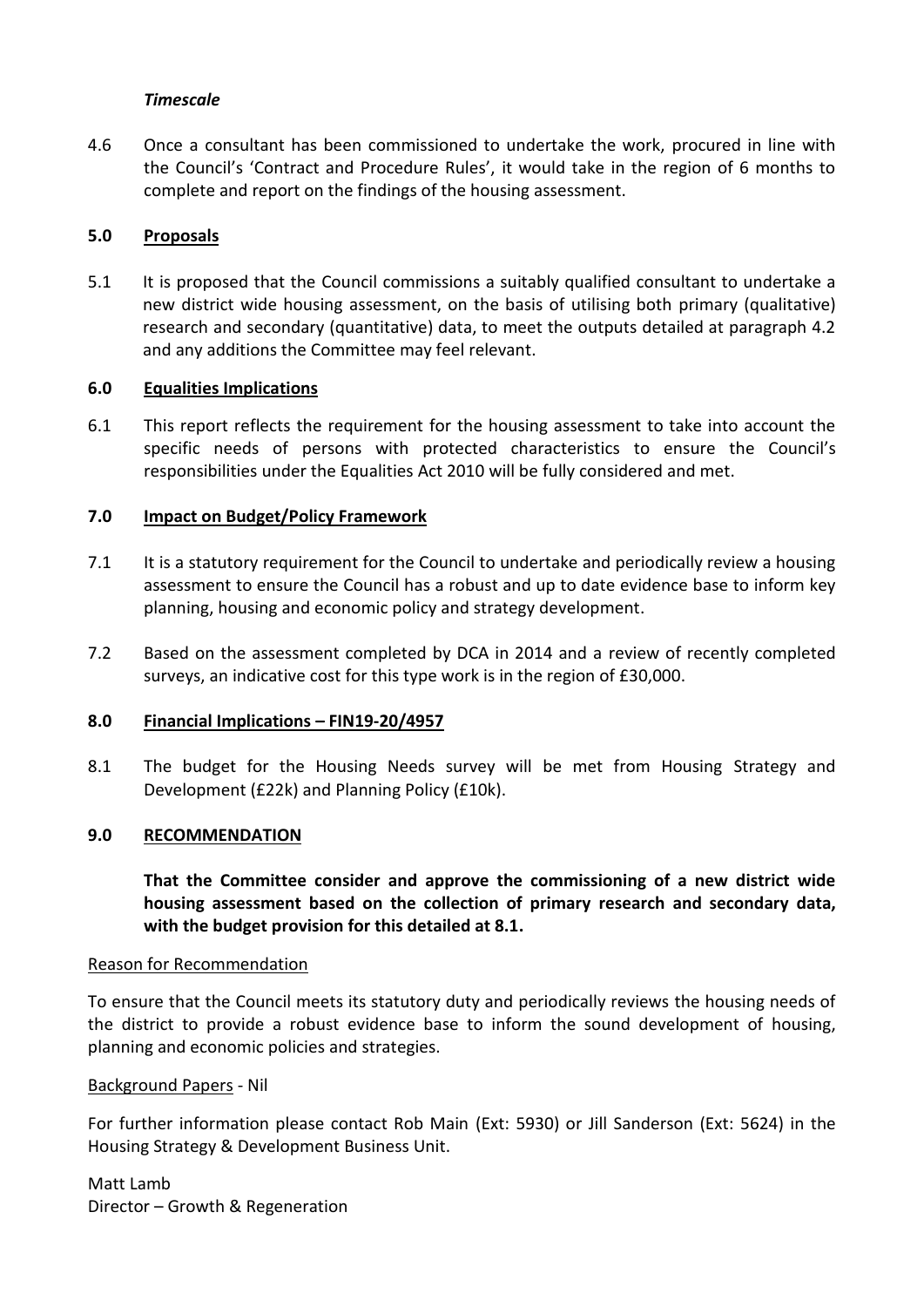*Timescale*

4.6 Once a consultant has been commissioned to undertake the work, procured in line with the Council's 'Contract and Procedure Rules', it would take in the region of 6 months to complete and report on the findings of the housing assessment.

## 5.0 Proposals

5.1 It is proposed that the Council commissions a suitably qualified consultant to undertake a new district wide housing assessment, on the basis of utilising both primary (qualitative) research and secondary (quantitative) data, to meet the outputs detailed at paragraph 4.2 and any additions the Committee may feel relevant.

## 6.0 Equalities Implications

6.1 This report reflects the requirement for the housing assessment to take into account the specific needs of persons with protected characteristics to ensure the Council's responsibilities under the Equalities Act 2010 will be fully considered and met.

## 7.0 Impact on Budget/Policy Framework

7.1 It is a statutory requirement for the Council to undertake and periodically review a housing assessment to ensure the Council has a robust and up to date evidence base to inform key planning, housing and economic policy and strategy development.

7.2 Based on the assessment completed by DCA in 2014 and a review of recently completed surveys, an indicative cost for this type work is in the region of £30,000.

## 8.0 Financial Implications – FIN19-20/4957

8.1 The budget for the Housing Needs survey will be met from Housing Strategy and Development (£22k) and Planning Policy (£10k).

## 9.0 RECOMMENDATION

**That the Committee consider and approve the commissioning of a new district wide housing assessment based on the collection of primary research and secondary data, with the budget provision for this detailed at 8.1.**

Reason for Recommendation

To ensure that the Council meets its statutory duty and periodically reviews the housing needs of the district to provide a robust evidence base to inform the sound development of housing, planning and economic policies and strategies.

Background Papers - Nil

For further information please contact Rob Main (Ext: 5930) or Jill Sanderson (Ext: 5624) in the Housing Strategy & Development Business Unit.

Matt Lamb
Director – Growth & Regeneration